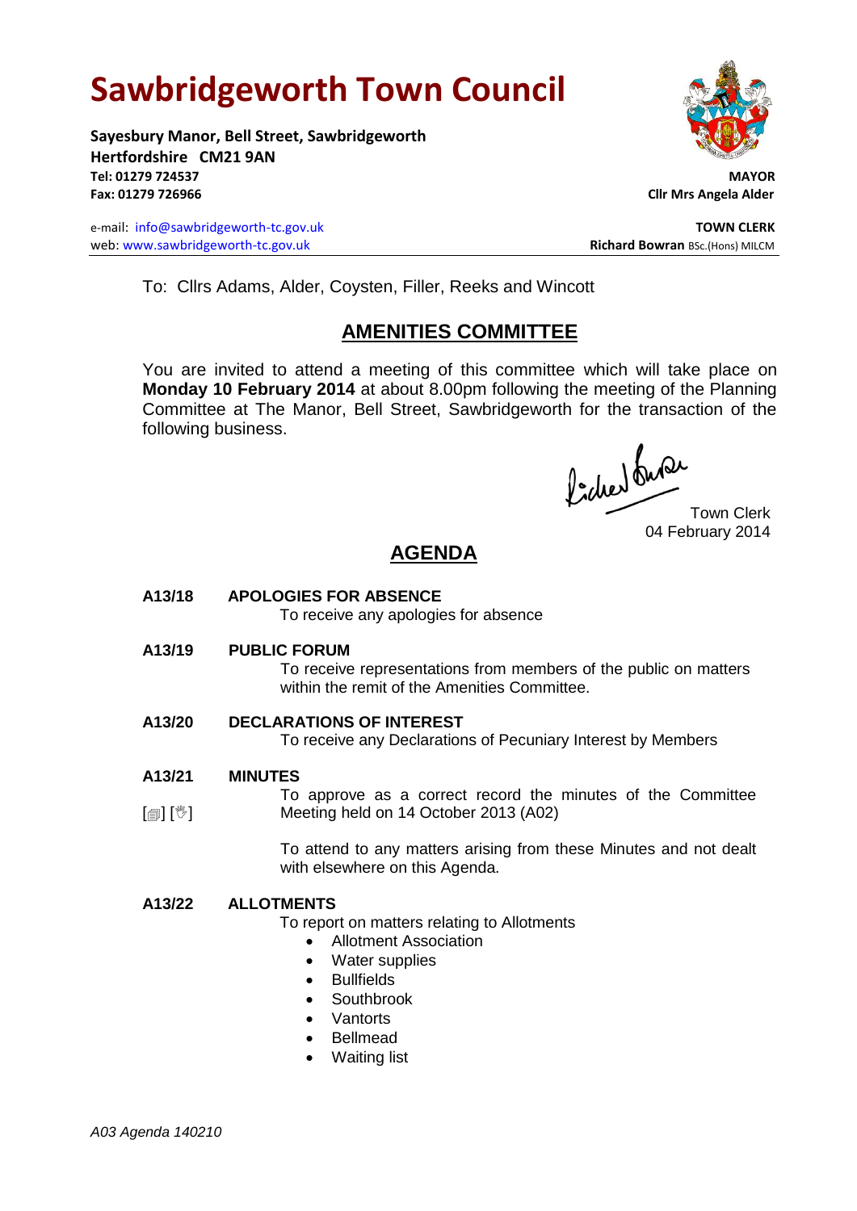# Sawbridgeworth Town Council

**Sayesbury Manor, Bell Street, Sawbridgeworth**
**Hertfordshire CM21 9AN**
**Tel: 01279 724537**
**Fax: 01279 726966**

**MAYOR**
**Cllr Mrs Angela Alder**

e-mail: info@sawbridgeworth-tc.gov.uk
web: www.sawbridgeworth-tc.gov.uk

**TOWN CLERK**
**Richard Bowran** BSc.(Hons) MILCM

To: Cllrs Adams, Alder, Coysten, Filler, Reeks and Wincott

## AMENITIES COMMITTEE

You are invited to attend a meeting of this committee which will take place on **Monday 10 February 2014** at about 8.00pm following the meeting of the Planning Committee at The Manor, Bell Street, Sawbridgeworth for the transaction of the following business.

Town Clerk
04 February 2014

## AGENDA

**A13/18 APOLOGIES FOR ABSENCE**

To receive any apologies for absence

**A13/19 PUBLIC FORUM**

To receive representations from members of the public on matters within the remit of the Amenities Committee.

**A13/20 DECLARATIONS OF INTEREST**

To receive any Declarations of Pecuniary Interest by Members

**A13/21 MINUTES**

[▤] [✋] To approve as a correct record the minutes of the Committee Meeting held on 14 October 2013 (A02)

To attend to any matters arising from these Minutes and not dealt with elsewhere on this Agenda.

**A13/22 ALLOTMENTS**

To report on matters relating to Allotments

- Allotment Association
- Water supplies
- Bullfields
- Southbrook
- Vantorts
- Bellmead
- Waiting list

*A03 Agenda 140210*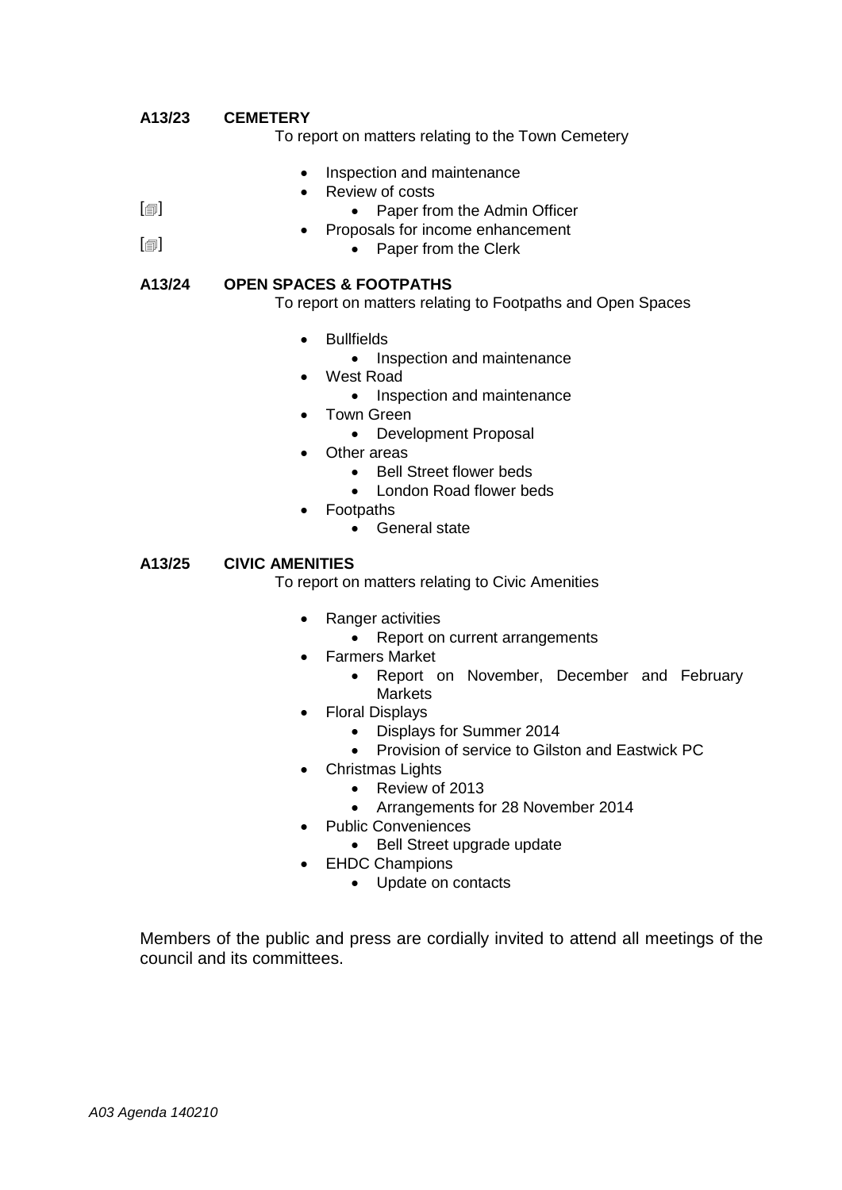**A13/23 CEMETERY**

To report on matters relating to the Town Cemetery

- Inspection and maintenance
- Review of costs
  - [🗐] Paper from the Admin Officer
- Proposals for income enhancement
  - [🗐] Paper from the Clerk

**A13/24 OPEN SPACES & FOOTPATHS**

To report on matters relating to Footpaths and Open Spaces

- Bullfields
  - Inspection and maintenance
- West Road
  - Inspection and maintenance
- Town Green
  - Development Proposal
- Other areas
  - Bell Street flower beds
  - London Road flower beds
- Footpaths
  - General state

**A13/25 CIVIC AMENITIES**

To report on matters relating to Civic Amenities

- Ranger activities
  - Report on current arrangements
- Farmers Market
  - Report on November, December and February Markets
- Floral Displays
  - Displays for Summer 2014
  - Provision of service to Gilston and Eastwick PC
- Christmas Lights
  - Review of 2013
  - Arrangements for 28 November 2014
- Public Conveniences
  - Bell Street upgrade update
- EHDC Champions
  - Update on contacts

Members of the public and press are cordially invited to attend all meetings of the council and its committees.